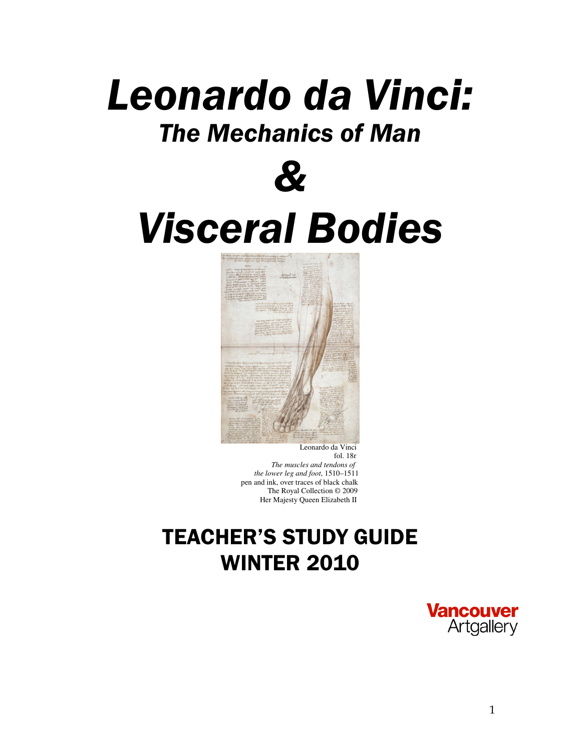# *Leonardo da Vinci:*
## *The Mechanics of Man*
# *&*
# *Visceral Bodies*

Leonardo da Vinci
fol. 18r
*The muscles and tendons of the lower leg and foot*, 1510–1511
pen and ink, over traces of black chalk
The Royal Collection © 2009
Her Majesty Queen Elizabeth II

## TEACHER'S STUDY GUIDE
## WINTER 2010

Vancouver Artgallery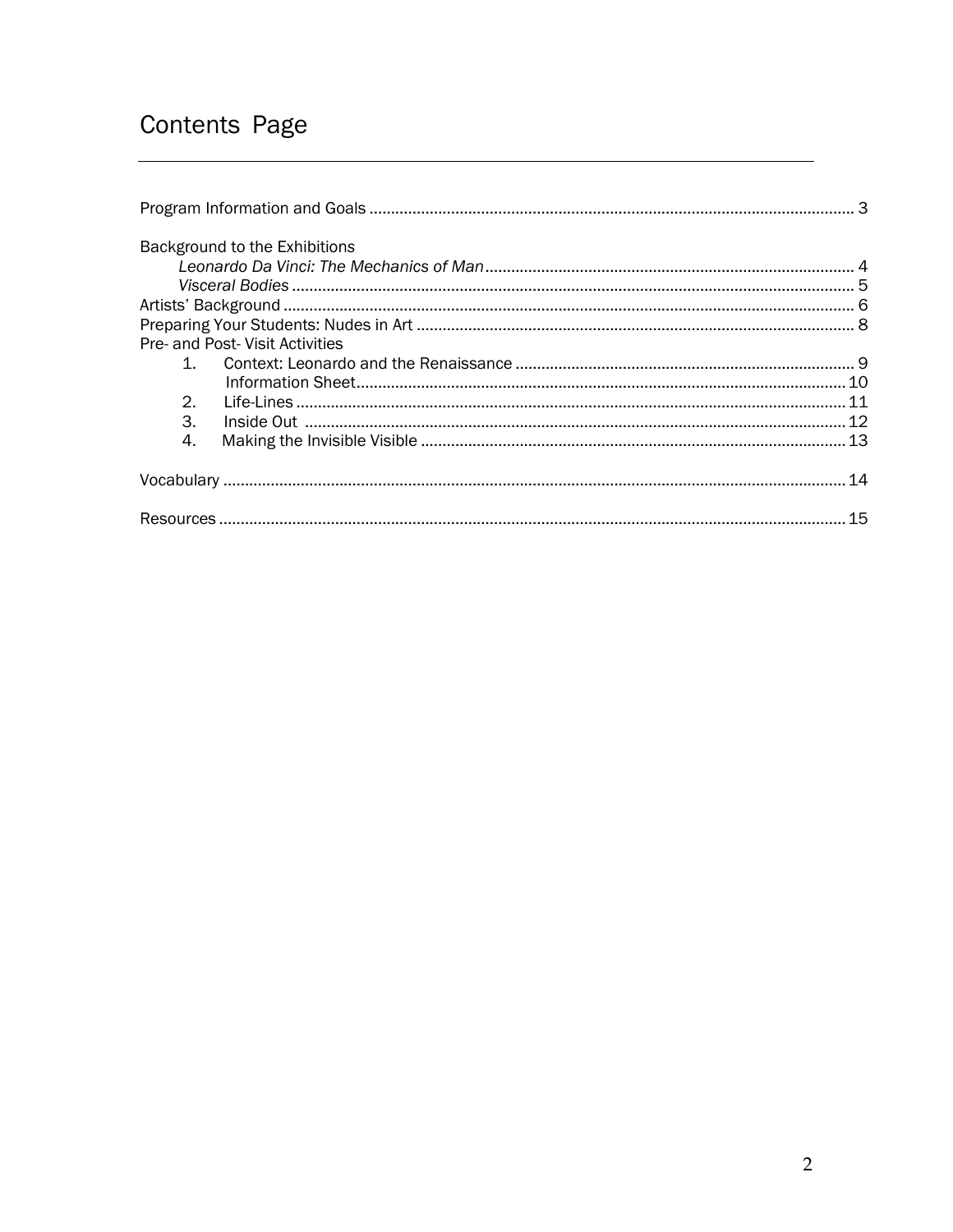# Contents Page

Program Information and Goals ........................................................................................................ 3

Background to the Exhibitions
- *Leonardo Da Vinci: The Mechanics of Man* ........................................................................ 4
- *Visceral Bodies* ............................................................................................................. 5

Artists' Background ........................................................................................................................ 6

Preparing Your Students: Nudes in Art ........................................................................................... 8

Pre- and Post- Visit Activities
1. Context: Leonardo and the Renaissance .............................................................................. 9
   Information Sheet ................................................................................................................ 10
2. Life-Lines ............................................................................................................................. 11
3. Inside Out ............................................................................................................................ 12
4. Making the Invisible Visible .................................................................................................. 13

Vocabulary ...................................................................................................................................... 14

Resources ....................................................................................................................................... 15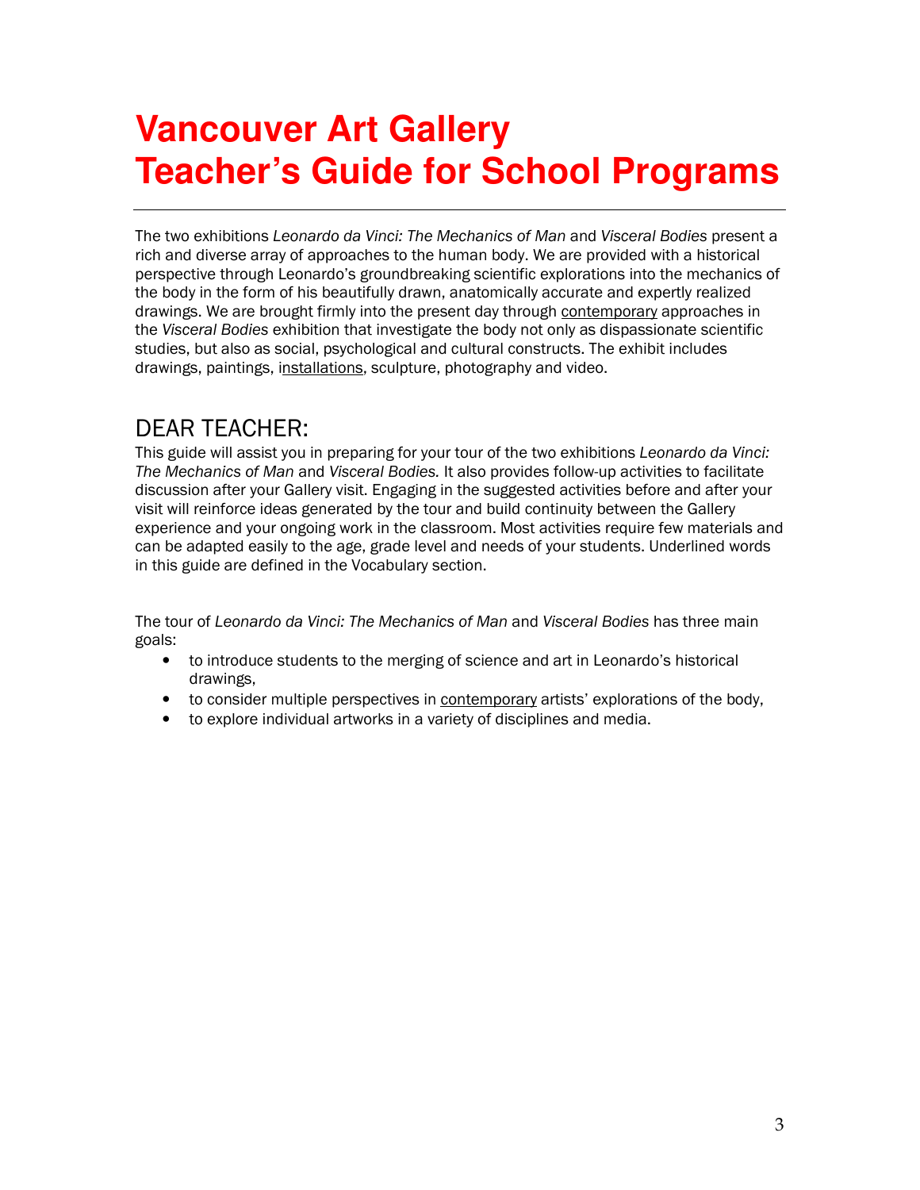# Vancouver Art Gallery
# Teacher's Guide for School Programs

---

The two exhibitions *Leonardo da Vinci: The Mechanics of Man* and *Visceral Bodies* present a rich and diverse array of approaches to the human body. We are provided with a historical perspective through Leonardo's groundbreaking scientific explorations into the mechanics of the body in the form of his beautifully drawn, anatomically accurate and expertly realized drawings. We are brought firmly into the present day through <u>contemporary</u> approaches in the *Visceral Bodies* exhibition that investigate the body not only as dispassionate scientific studies, but also as social, psychological and cultural constructs. The exhibit includes drawings, paintings, <u>installations</u>, sculpture, photography and video.

## DEAR TEACHER:

This guide will assist you in preparing for your tour of the two exhibitions *Leonardo da Vinci: The Mechanics of Man* and *Visceral Bodies.* It also provides follow-up activities to facilitate discussion after your Gallery visit. Engaging in the suggested activities before and after your visit will reinforce ideas generated by the tour and build continuity between the Gallery experience and your ongoing work in the classroom. Most activities require few materials and can be adapted easily to the age, grade level and needs of your students. Underlined words in this guide are defined in the Vocabulary section.

The tour of *Leonardo da Vinci: The Mechanics of Man* and *Visceral Bodies* has three main goals:

- to introduce students to the merging of science and art in Leonardo's historical drawings,
- to consider multiple perspectives in <u>contemporary</u> artists' explorations of the body,
- to explore individual artworks in a variety of disciplines and media.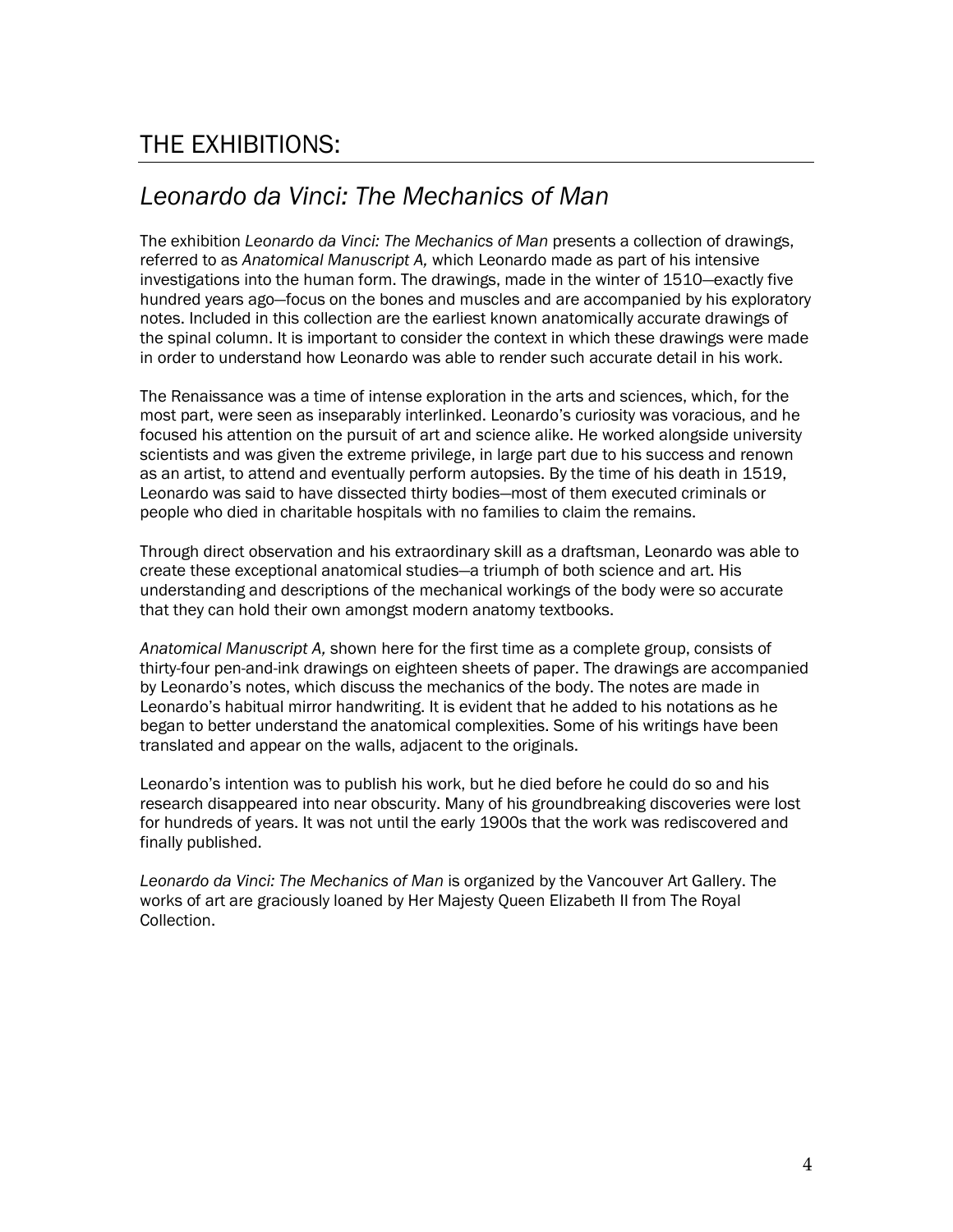# THE EXHIBITIONS:

## *Leonardo da Vinci: The Mechanics of Man*

The exhibition *Leonardo da Vinci: The Mechanics of Man* presents a collection of drawings, referred to as *Anatomical Manuscript A,* which Leonardo made as part of his intensive investigations into the human form. The drawings, made in the winter of 1510—exactly five hundred years ago—focus on the bones and muscles and are accompanied by his exploratory notes. Included in this collection are the earliest known anatomically accurate drawings of the spinal column. It is important to consider the context in which these drawings were made in order to understand how Leonardo was able to render such accurate detail in his work.

The Renaissance was a time of intense exploration in the arts and sciences, which, for the most part, were seen as inseparably interlinked. Leonardo's curiosity was voracious, and he focused his attention on the pursuit of art and science alike. He worked alongside university scientists and was given the extreme privilege, in large part due to his success and renown as an artist, to attend and eventually perform autopsies. By the time of his death in 1519, Leonardo was said to have dissected thirty bodies—most of them executed criminals or people who died in charitable hospitals with no families to claim the remains.

Through direct observation and his extraordinary skill as a draftsman, Leonardo was able to create these exceptional anatomical studies—a triumph of both science and art. His understanding and descriptions of the mechanical workings of the body were so accurate that they can hold their own amongst modern anatomy textbooks.

*Anatomical Manuscript A,* shown here for the first time as a complete group, consists of thirty-four pen-and-ink drawings on eighteen sheets of paper. The drawings are accompanied by Leonardo's notes, which discuss the mechanics of the body. The notes are made in Leonardo's habitual mirror handwriting. It is evident that he added to his notations as he began to better understand the anatomical complexities. Some of his writings have been translated and appear on the walls, adjacent to the originals.

Leonardo's intention was to publish his work, but he died before he could do so and his research disappeared into near obscurity. Many of his groundbreaking discoveries were lost for hundreds of years. It was not until the early 1900s that the work was rediscovered and finally published.

*Leonardo da Vinci: The Mechanics of Man* is organized by the Vancouver Art Gallery. The works of art are graciously loaned by Her Majesty Queen Elizabeth II from The Royal Collection.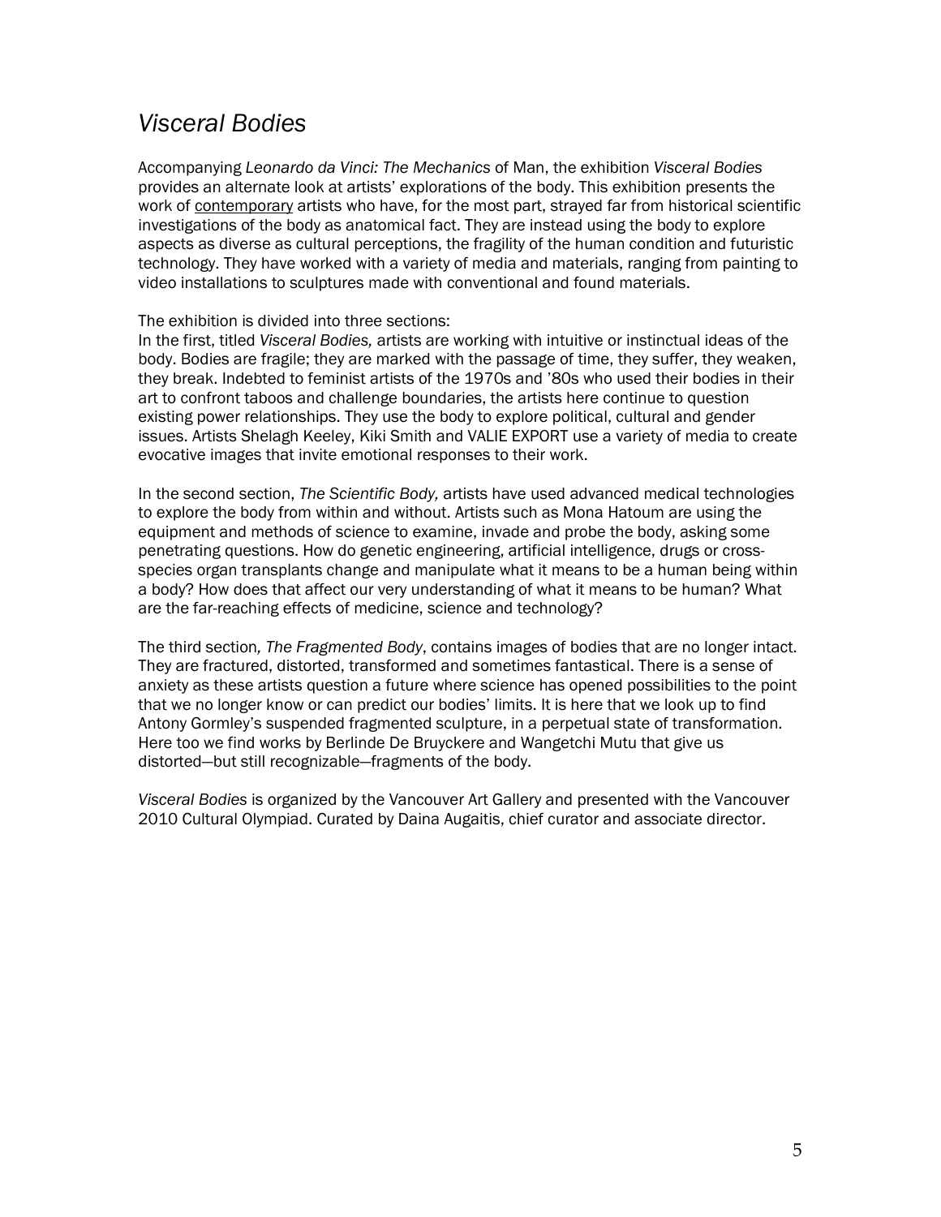# *Visceral Bodies*

Accompanying *Leonardo da Vinci: The Mechanics* of Man, the exhibition *Visceral Bodies* provides an alternate look at artists' explorations of the body. This exhibition presents the work of contemporary artists who have, for the most part, strayed far from historical scientific investigations of the body as anatomical fact. They are instead using the body to explore aspects as diverse as cultural perceptions, the fragility of the human condition and futuristic technology. They have worked with a variety of media and materials, ranging from painting to video installations to sculptures made with conventional and found materials.

The exhibition is divided into three sections:
In the first, titled *Visceral Bodies,* artists are working with intuitive or instinctual ideas of the body. Bodies are fragile; they are marked with the passage of time, they suffer, they weaken, they break. Indebted to feminist artists of the 1970s and '80s who used their bodies in their art to confront taboos and challenge boundaries, the artists here continue to question existing power relationships. They use the body to explore political, cultural and gender issues. Artists Shelagh Keeley, Kiki Smith and VALIE EXPORT use a variety of media to create evocative images that invite emotional responses to their work.

In the second section, *The Scientific Body,* artists have used advanced medical technologies to explore the body from within and without. Artists such as Mona Hatoum are using the equipment and methods of science to examine, invade and probe the body, asking some penetrating questions. How do genetic engineering, artificial intelligence, drugs or cross-species organ transplants change and manipulate what it means to be a human being within a body? How does that affect our very understanding of what it means to be human? What are the far-reaching effects of medicine, science and technology?

The third section*, The Fragmented Body*, contains images of bodies that are no longer intact. They are fractured, distorted, transformed and sometimes fantastical. There is a sense of anxiety as these artists question a future where science has opened possibilities to the point that we no longer know or can predict our bodies' limits. It is here that we look up to find Antony Gormley's suspended fragmented sculpture, in a perpetual state of transformation. Here too we find works by Berlinde De Bruyckere and Wangetchi Mutu that give us distorted—but still recognizable—fragments of the body.

*Visceral Bodies* is organized by the Vancouver Art Gallery and presented with the Vancouver 2010 Cultural Olympiad. Curated by Daina Augaitis, chief curator and associate director.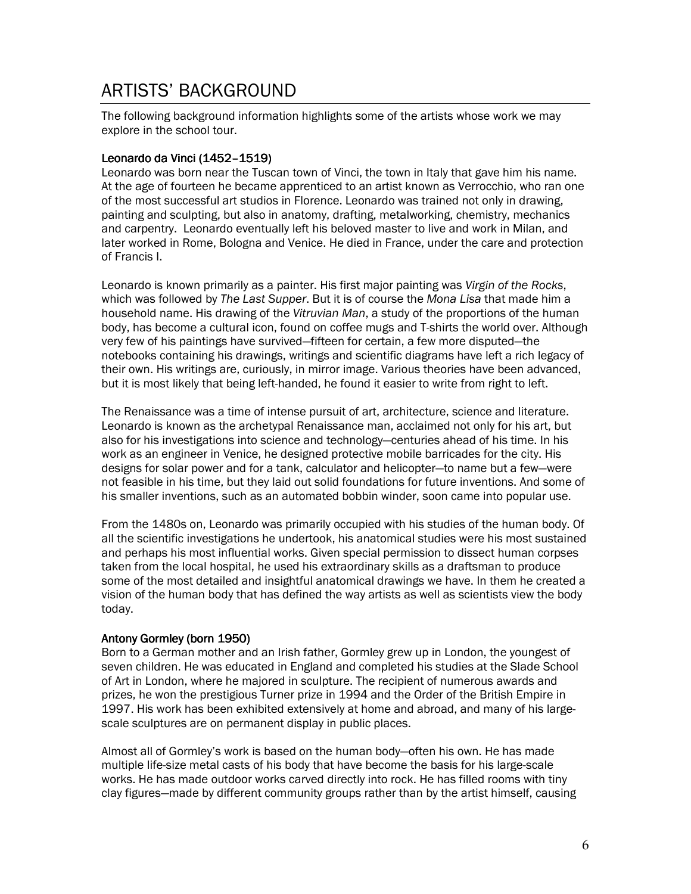# ARTISTS' BACKGROUND

The following background information highlights some of the artists whose work we may explore in the school tour.

### Leonardo da Vinci (1452–1519)

Leonardo was born near the Tuscan town of Vinci, the town in Italy that gave him his name. At the age of fourteen he became apprenticed to an artist known as Verrocchio, who ran one of the most successful art studios in Florence. Leonardo was trained not only in drawing, painting and sculpting, but also in anatomy, drafting, metalworking, chemistry, mechanics and carpentry. Leonardo eventually left his beloved master to live and work in Milan, and later worked in Rome, Bologna and Venice. He died in France, under the care and protection of Francis I.

Leonardo is known primarily as a painter. His first major painting was *Virgin of the Rocks*, which was followed by *The Last Supper*. But it is of course the *Mona Lisa* that made him a household name. His drawing of the *Vitruvian Man*, a study of the proportions of the human body, has become a cultural icon, found on coffee mugs and T-shirts the world over. Although very few of his paintings have survived—fifteen for certain, a few more disputed—the notebooks containing his drawings, writings and scientific diagrams have left a rich legacy of their own. His writings are, curiously, in mirror image. Various theories have been advanced, but it is most likely that being left-handed, he found it easier to write from right to left.

The Renaissance was a time of intense pursuit of art, architecture, science and literature. Leonardo is known as the archetypal Renaissance man, acclaimed not only for his art, but also for his investigations into science and technology—centuries ahead of his time. In his work as an engineer in Venice, he designed protective mobile barricades for the city. His designs for solar power and for a tank, calculator and helicopter—to name but a few—were not feasible in his time, but they laid out solid foundations for future inventions. And some of his smaller inventions, such as an automated bobbin winder, soon came into popular use.

From the 1480s on, Leonardo was primarily occupied with his studies of the human body. Of all the scientific investigations he undertook, his anatomical studies were his most sustained and perhaps his most influential works. Given special permission to dissect human corpses taken from the local hospital, he used his extraordinary skills as a draftsman to produce some of the most detailed and insightful anatomical drawings we have. In them he created a vision of the human body that has defined the way artists as well as scientists view the body today.

### Antony Gormley (born 1950)

Born to a German mother and an Irish father, Gormley grew up in London, the youngest of seven children. He was educated in England and completed his studies at the Slade School of Art in London, where he majored in sculpture. The recipient of numerous awards and prizes, he won the prestigious Turner prize in 1994 and the Order of the British Empire in 1997. His work has been exhibited extensively at home and abroad, and many of his large-scale sculptures are on permanent display in public places.

Almost all of Gormley's work is based on the human body—often his own. He has made multiple life-size metal casts of his body that have become the basis for his large-scale works. He has made outdoor works carved directly into rock. He has filled rooms with tiny clay figures—made by different community groups rather than by the artist himself, causing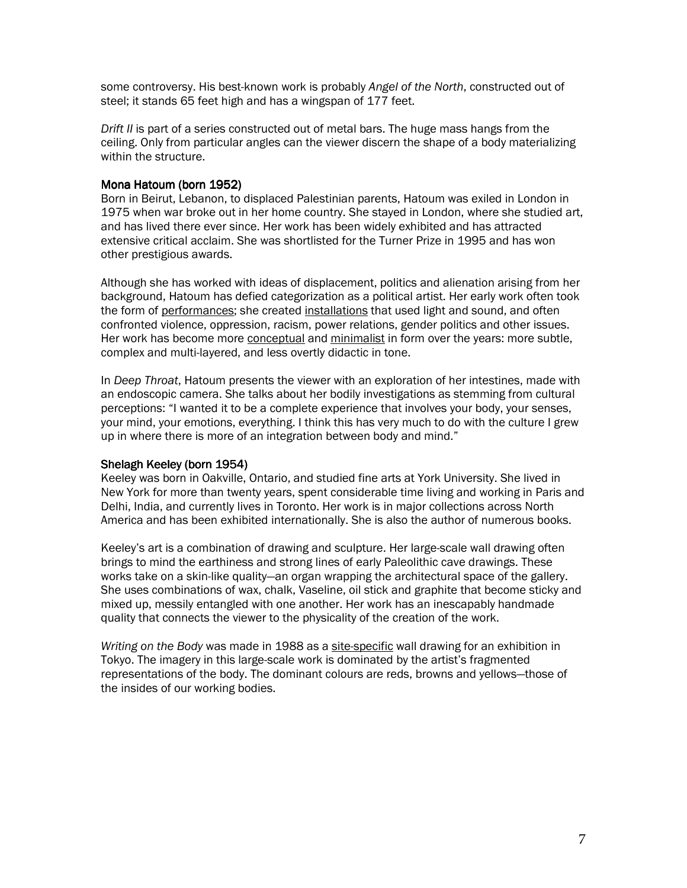some controversy. His best-known work is probably *Angel of the North*, constructed out of steel; it stands 65 feet high and has a wingspan of 177 feet.

*Drift II* is part of a series constructed out of metal bars. The huge mass hangs from the ceiling. Only from particular angles can the viewer discern the shape of a body materializing within the structure.

### Mona Hatoum (born 1952)

Born in Beirut, Lebanon, to displaced Palestinian parents, Hatoum was exiled in London in 1975 when war broke out in her home country. She stayed in London, where she studied art, and has lived there ever since. Her work has been widely exhibited and has attracted extensive critical acclaim. She was shortlisted for the Turner Prize in 1995 and has won other prestigious awards.

Although she has worked with ideas of displacement, politics and alienation arising from her background, Hatoum has defied categorization as a political artist. Her early work often took the form of performances; she created installations that used light and sound, and often confronted violence, oppression, racism, power relations, gender politics and other issues. Her work has become more conceptual and minimalist in form over the years: more subtle, complex and multi-layered, and less overtly didactic in tone.

In *Deep Throat*, Hatoum presents the viewer with an exploration of her intestines, made with an endoscopic camera. She talks about her bodily investigations as stemming from cultural perceptions: "I wanted it to be a complete experience that involves your body, your senses, your mind, your emotions, everything. I think this has very much to do with the culture I grew up in where there is more of an integration between body and mind."

### Shelagh Keeley (born 1954)

Keeley was born in Oakville, Ontario, and studied fine arts at York University. She lived in New York for more than twenty years, spent considerable time living and working in Paris and Delhi, India, and currently lives in Toronto. Her work is in major collections across North America and has been exhibited internationally. She is also the author of numerous books.

Keeley's art is a combination of drawing and sculpture. Her large-scale wall drawing often brings to mind the earthiness and strong lines of early Paleolithic cave drawings. These works take on a skin-like quality—an organ wrapping the architectural space of the gallery. She uses combinations of wax, chalk, Vaseline, oil stick and graphite that become sticky and mixed up, messily entangled with one another. Her work has an inescapably handmade quality that connects the viewer to the physicality of the creation of the work.

*Writing on the Body* was made in 1988 as a site-specific wall drawing for an exhibition in Tokyo. The imagery in this large-scale work is dominated by the artist's fragmented representations of the body. The dominant colours are reds, browns and yellows—those of the insides of our working bodies.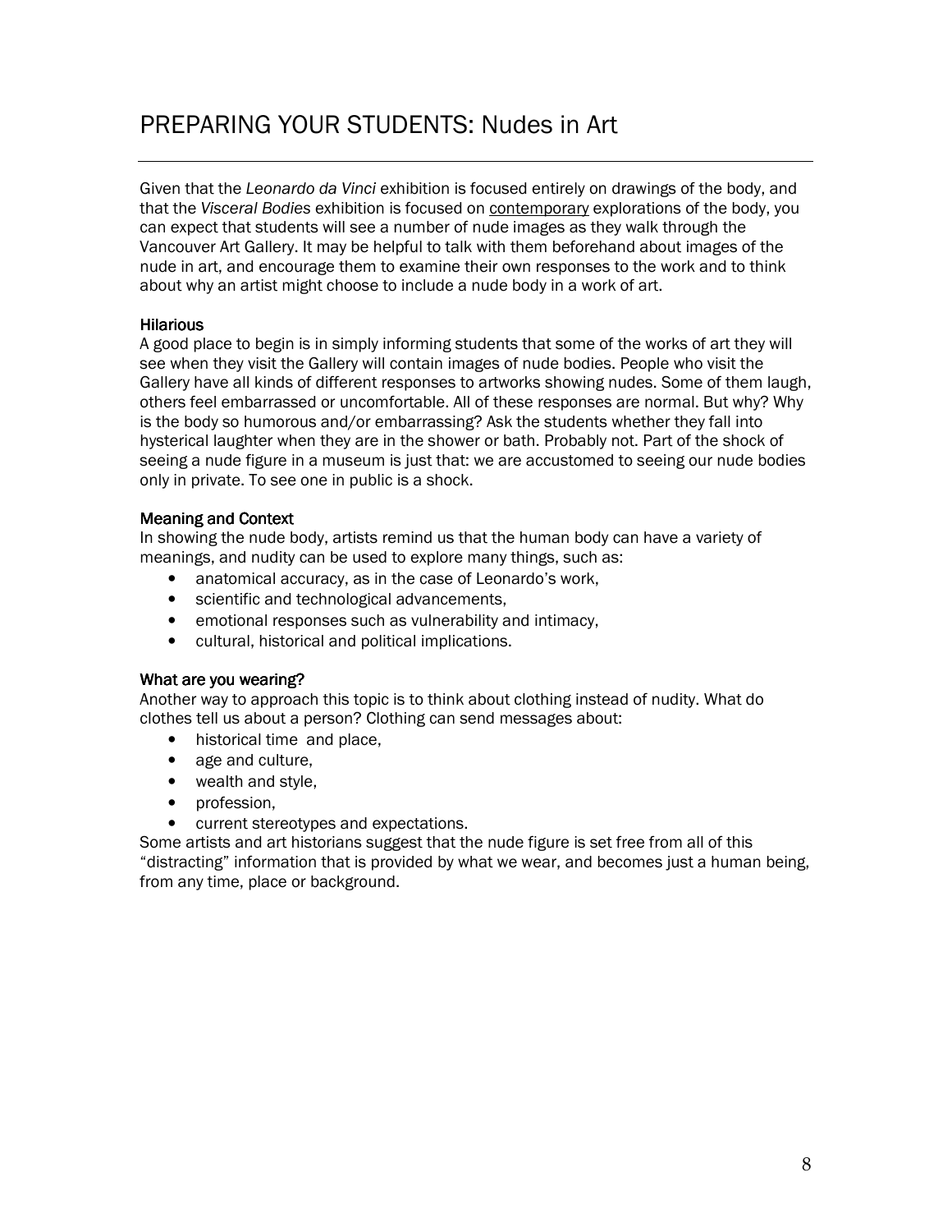# PREPARING YOUR STUDENTS: Nudes in Art

Given that the *Leonardo da Vinci* exhibition is focused entirely on drawings of the body, and that the *Visceral Bodies* exhibition is focused on contemporary explorations of the body, you can expect that students will see a number of nude images as they walk through the Vancouver Art Gallery. It may be helpful to talk with them beforehand about images of the nude in art, and encourage them to examine their own responses to the work and to think about why an artist might choose to include a nude body in a work of art.

### Hilarious

A good place to begin is in simply informing students that some of the works of art they will see when they visit the Gallery will contain images of nude bodies. People who visit the Gallery have all kinds of different responses to artworks showing nudes. Some of them laugh, others feel embarrassed or uncomfortable. All of these responses are normal. But why? Why is the body so humorous and/or embarrassing? Ask the students whether they fall into hysterical laughter when they are in the shower or bath. Probably not. Part of the shock of seeing a nude figure in a museum is just that: we are accustomed to seeing our nude bodies only in private. To see one in public is a shock.

### Meaning and Context

In showing the nude body, artists remind us that the human body can have a variety of meanings, and nudity can be used to explore many things, such as:

- anatomical accuracy, as in the case of Leonardo's work,
- scientific and technological advancements,
- emotional responses such as vulnerability and intimacy,
- cultural, historical and political implications.

### What are you wearing?

Another way to approach this topic is to think about clothing instead of nudity. What do clothes tell us about a person? Clothing can send messages about:

- historical time and place,
- age and culture,
- wealth and style,
- profession,
- current stereotypes and expectations.

Some artists and art historians suggest that the nude figure is set free from all of this "distracting" information that is provided by what we wear, and becomes just a human being, from any time, place or background.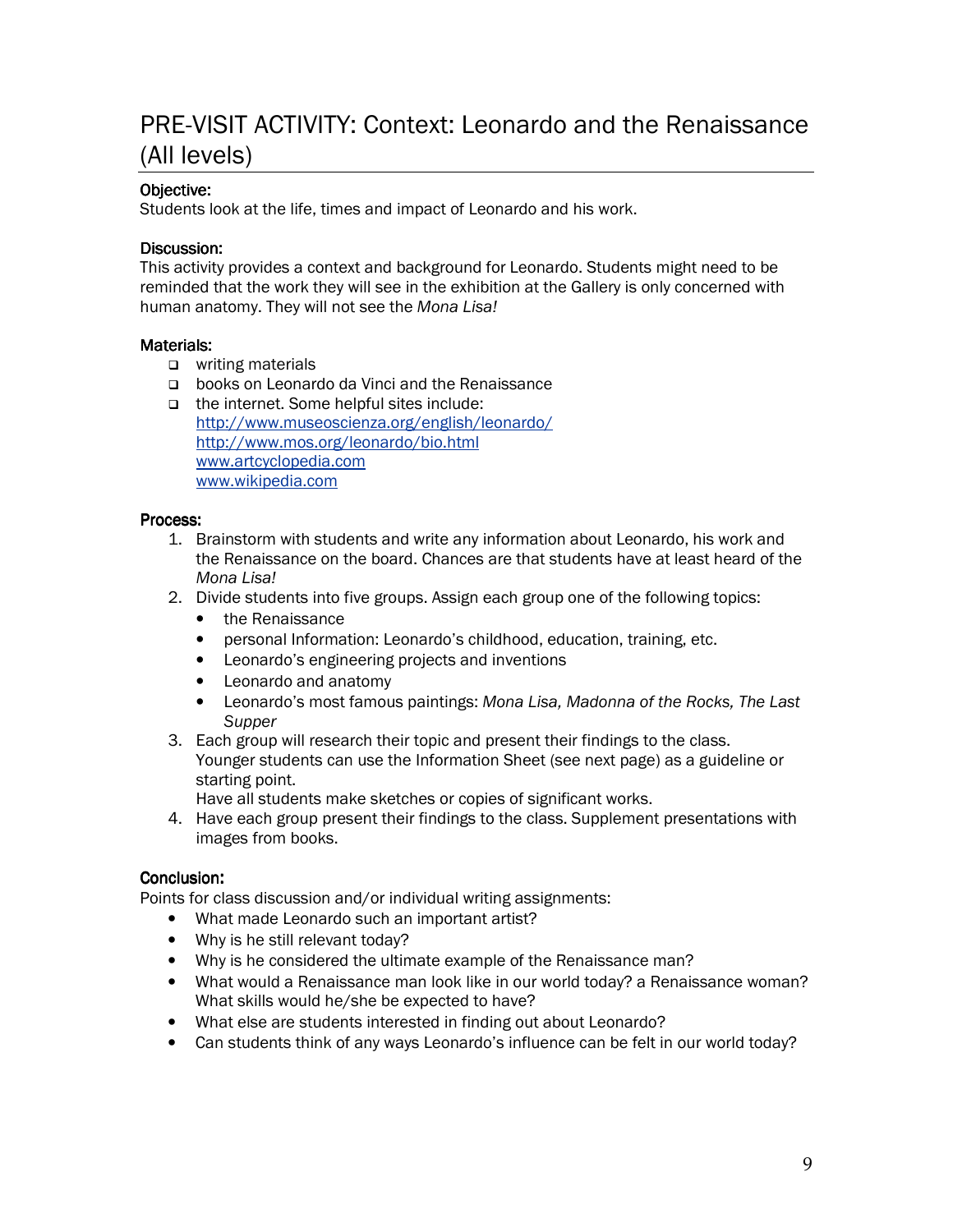# PRE-VISIT ACTIVITY: Context: Leonardo and the Renaissance (All levels)

**Objective:**
Students look at the life, times and impact of Leonardo and his work.

**Discussion:**
This activity provides a context and background for Leonardo. Students might need to be reminded that the work they will see in the exhibition at the Gallery is only concerned with human anatomy. They will not see the *Mona Lisa!*

**Materials:**

- writing materials
- books on Leonardo da Vinci and the Renaissance
- the internet. Some helpful sites include:
  http://www.museoscienza.org/english/leonardo/
  http://www.mos.org/leonardo/bio.html
  www.artcyclopedia.com
  www.wikipedia.com

**Process:**

1. Brainstorm with students and write any information about Leonardo, his work and the Renaissance on the board. Chances are that students have at least heard of the *Mona Lisa!*
2. Divide students into five groups. Assign each group one of the following topics:
   - the Renaissance
   - personal Information: Leonardo's childhood, education, training, etc.
   - Leonardo's engineering projects and inventions
   - Leonardo and anatomy
   - Leonardo's most famous paintings: *Mona Lisa, Madonna of the Rocks, The Last Supper*
3. Each group will research their topic and present their findings to the class.
   Younger students can use the Information Sheet (see next page) as a guideline or starting point.
   Have all students make sketches or copies of significant works.
4. Have each group present their findings to the class. Supplement presentations with images from books.

**Conclusion:**
Points for class discussion and/or individual writing assignments:

- What made Leonardo such an important artist?
- Why is he still relevant today?
- Why is he considered the ultimate example of the Renaissance man?
- What would a Renaissance man look like in our world today? a Renaissance woman? What skills would he/she be expected to have?
- What else are students interested in finding out about Leonardo?
- Can students think of any ways Leonardo's influence can be felt in our world today?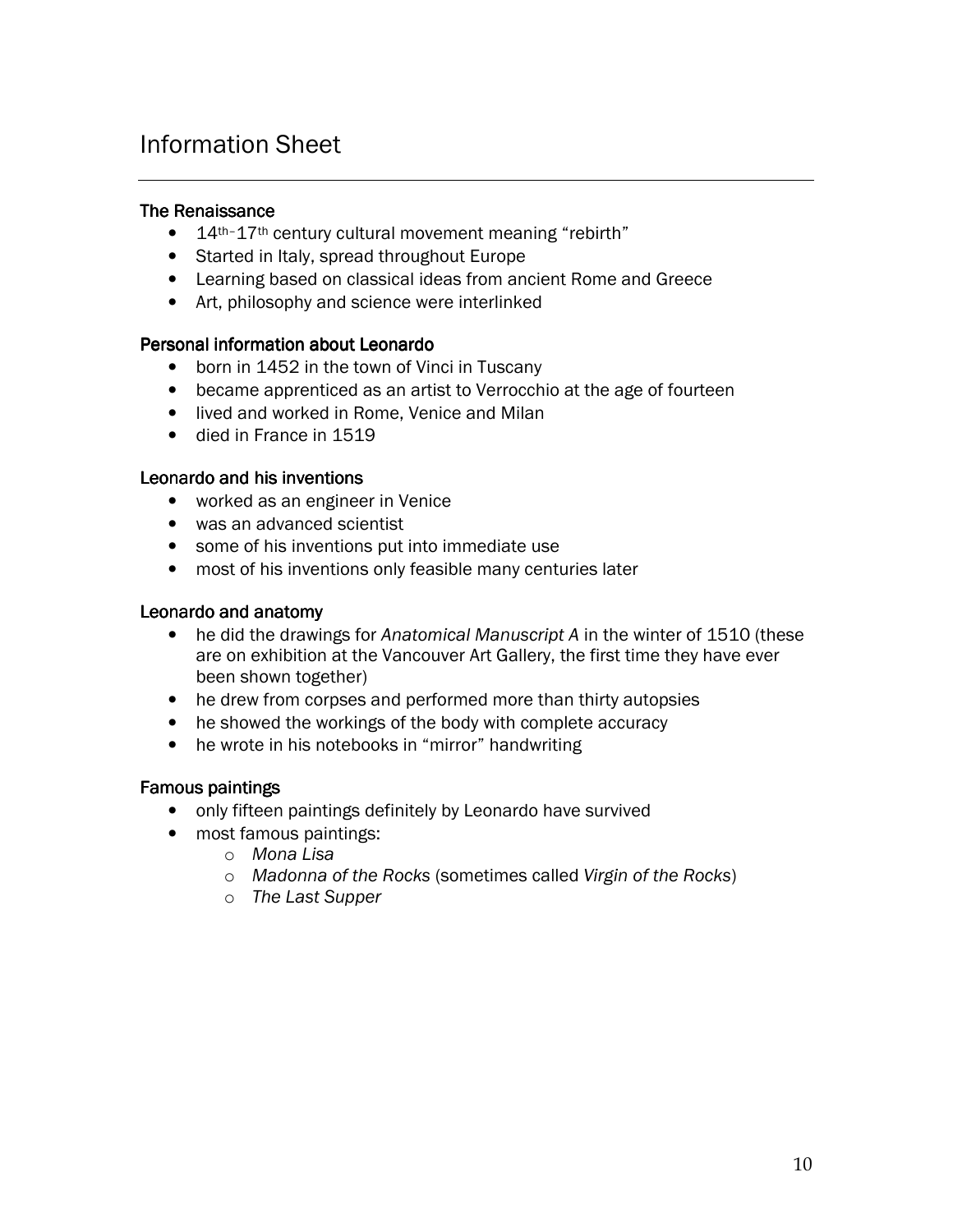# Information Sheet

### The Renaissance

- 14th–17th century cultural movement meaning "rebirth"
- Started in Italy, spread throughout Europe
- Learning based on classical ideas from ancient Rome and Greece
- Art, philosophy and science were interlinked

### Personal information about Leonardo

- born in 1452 in the town of Vinci in Tuscany
- became apprenticed as an artist to Verrocchio at the age of fourteen
- lived and worked in Rome, Venice and Milan
- died in France in 1519

### Leonardo and his inventions

- worked as an engineer in Venice
- was an advanced scientist
- some of his inventions put into immediate use
- most of his inventions only feasible many centuries later

### Leonardo and anatomy

- he did the drawings for *Anatomical Manuscript A* in the winter of 1510 (these are on exhibition at the Vancouver Art Gallery, the first time they have ever been shown together)
- he drew from corpses and performed more than thirty autopsies
- he showed the workings of the body with complete accuracy
- he wrote in his notebooks in "mirror" handwriting

### Famous paintings

- only fifteen paintings definitely by Leonardo have survived
- most famous paintings:
  - *Mona Lisa*
  - *Madonna of the Rocks* (sometimes called *Virgin of the Rocks*)
  - *The Last Supper*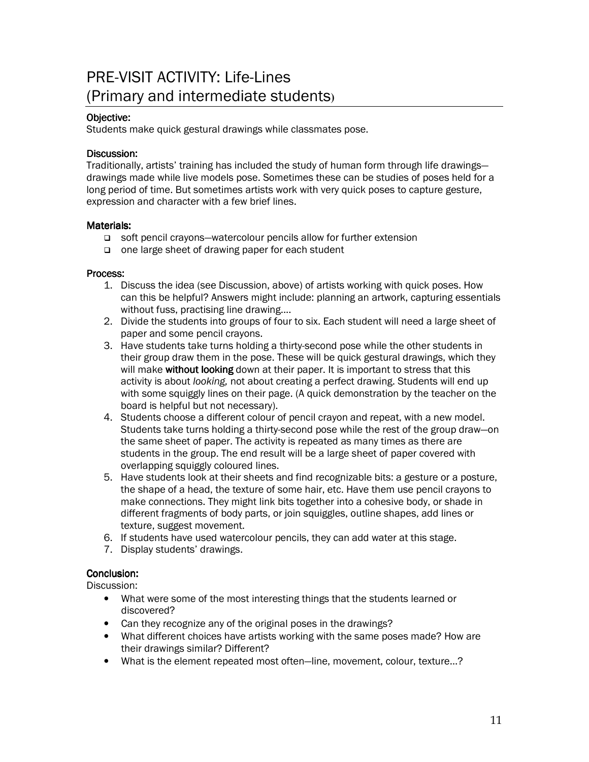# PRE-VISIT ACTIVITY: Life-Lines (Primary and intermediate students)

**Objective:**
Students make quick gestural drawings while classmates pose.

**Discussion:**
Traditionally, artists' training has included the study of human form through life drawings—drawings made while live models pose. Sometimes these can be studies of poses held for a long period of time. But sometimes artists work with very quick poses to capture gesture, expression and character with a few brief lines.

**Materials:**

- soft pencil crayons—watercolour pencils allow for further extension
- one large sheet of drawing paper for each student

**Process:**

1. Discuss the idea (see Discussion, above) of artists working with quick poses. How can this be helpful? Answers might include: planning an artwork, capturing essentials without fuss, practising line drawing….
2. Divide the students into groups of four to six. Each student will need a large sheet of paper and some pencil crayons.
3. Have students take turns holding a thirty-second pose while the other students in their group draw them in the pose. These will be quick gestural drawings, which they will make **without looking** down at their paper. It is important to stress that this activity is about *looking,* not about creating a perfect drawing. Students will end up with some squiggly lines on their page. (A quick demonstration by the teacher on the board is helpful but not necessary).
4. Students choose a different colour of pencil crayon and repeat, with a new model. Students take turns holding a thirty-second pose while the rest of the group draw—on the same sheet of paper. The activity is repeated as many times as there are students in the group. The end result will be a large sheet of paper covered with overlapping squiggly coloured lines.
5. Have students look at their sheets and find recognizable bits: a gesture or a posture, the shape of a head, the texture of some hair, etc. Have them use pencil crayons to make connections. They might link bits together into a cohesive body, or shade in different fragments of body parts, or join squiggles, outline shapes, add lines or texture, suggest movement.
6. If students have used watercolour pencils, they can add water at this stage.
7. Display students' drawings.

**Conclusion:**
Discussion:

- What were some of the most interesting things that the students learned or discovered?
- Can they recognize any of the original poses in the drawings?
- What different choices have artists working with the same poses made? How are their drawings similar? Different?
- What is the element repeated most often—line, movement, colour, texture…?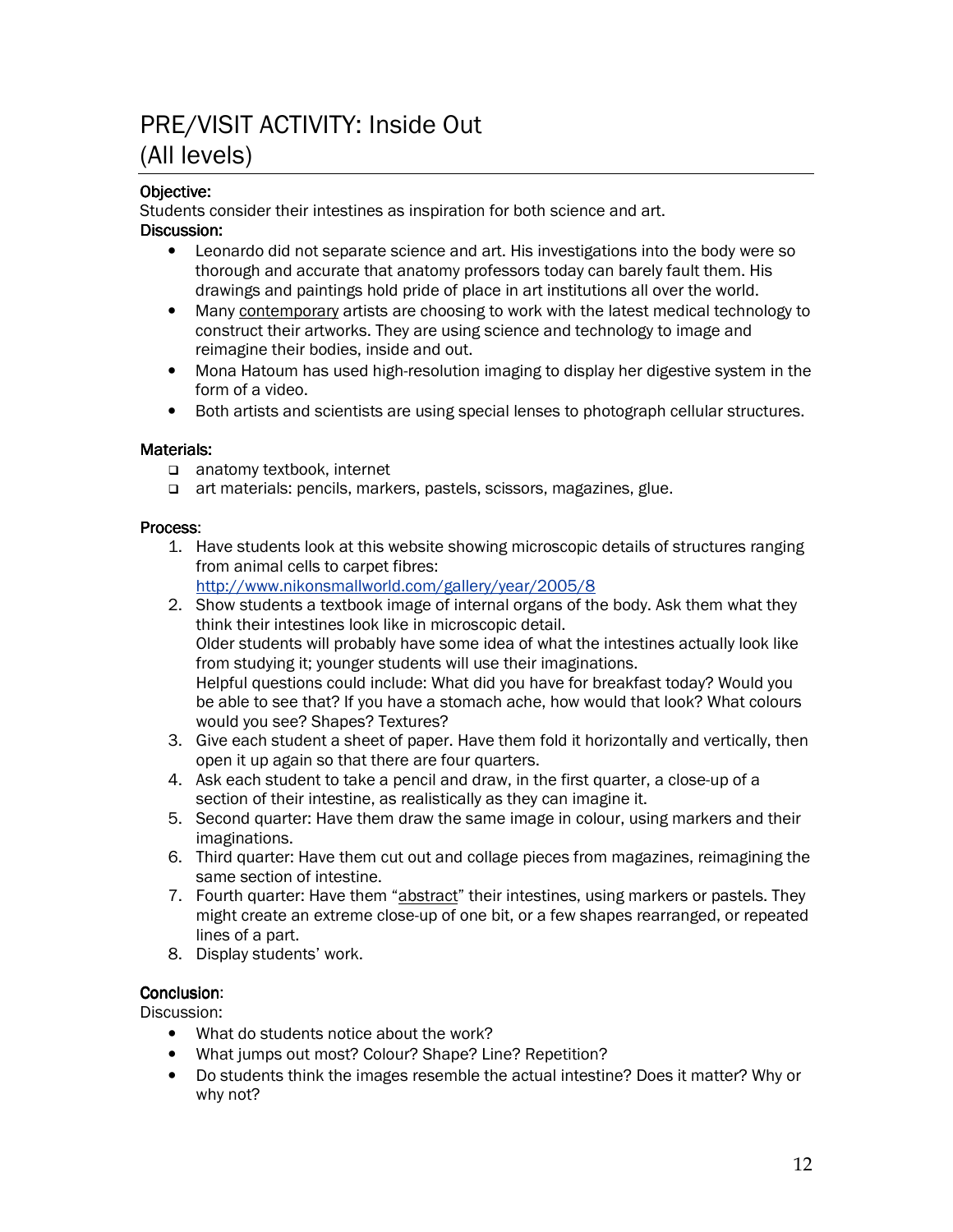# PRE/VISIT ACTIVITY: Inside Out (All levels)

**Objective:**
Students consider their intestines as inspiration for both science and art.

**Discussion:**

- Leonardo did not separate science and art. His investigations into the body were so thorough and accurate that anatomy professors today can barely fault them. His drawings and paintings hold pride of place in art institutions all over the world.
- Many contemporary artists are choosing to work with the latest medical technology to construct their artworks. They are using science and technology to image and reimagine their bodies, inside and out.
- Mona Hatoum has used high-resolution imaging to display her digestive system in the form of a video.
- Both artists and scientists are using special lenses to photograph cellular structures.

**Materials:**

- anatomy textbook, internet
- art materials: pencils, markers, pastels, scissors, magazines, glue.

**Process:**

1. Have students look at this website showing microscopic details of structures ranging from animal cells to carpet fibres: http://www.nikonsmallworld.com/gallery/year/2005/8
2. Show students a textbook image of internal organs of the body. Ask them what they think their intestines look like in microscopic detail.
   Older students will probably have some idea of what the intestines actually look like from studying it; younger students will use their imaginations.
   Helpful questions could include: What did you have for breakfast today? Would you be able to see that? If you have a stomach ache, how would that look? What colours would you see? Shapes? Textures?
3. Give each student a sheet of paper. Have them fold it horizontally and vertically, then open it up again so that there are four quarters.
4. Ask each student to take a pencil and draw, in the first quarter, a close-up of a section of their intestine, as realistically as they can imagine it.
5. Second quarter: Have them draw the same image in colour, using markers and their imaginations.
6. Third quarter: Have them cut out and collage pieces from magazines, reimagining the same section of intestine.
7. Fourth quarter: Have them "abstract" their intestines, using markers or pastels. They might create an extreme close-up of one bit, or a few shapes rearranged, or repeated lines of a part.
8. Display students' work.

**Conclusion:**
Discussion:

- What do students notice about the work?
- What jumps out most? Colour? Shape? Line? Repetition?
- Do students think the images resemble the actual intestine? Does it matter? Why or why not?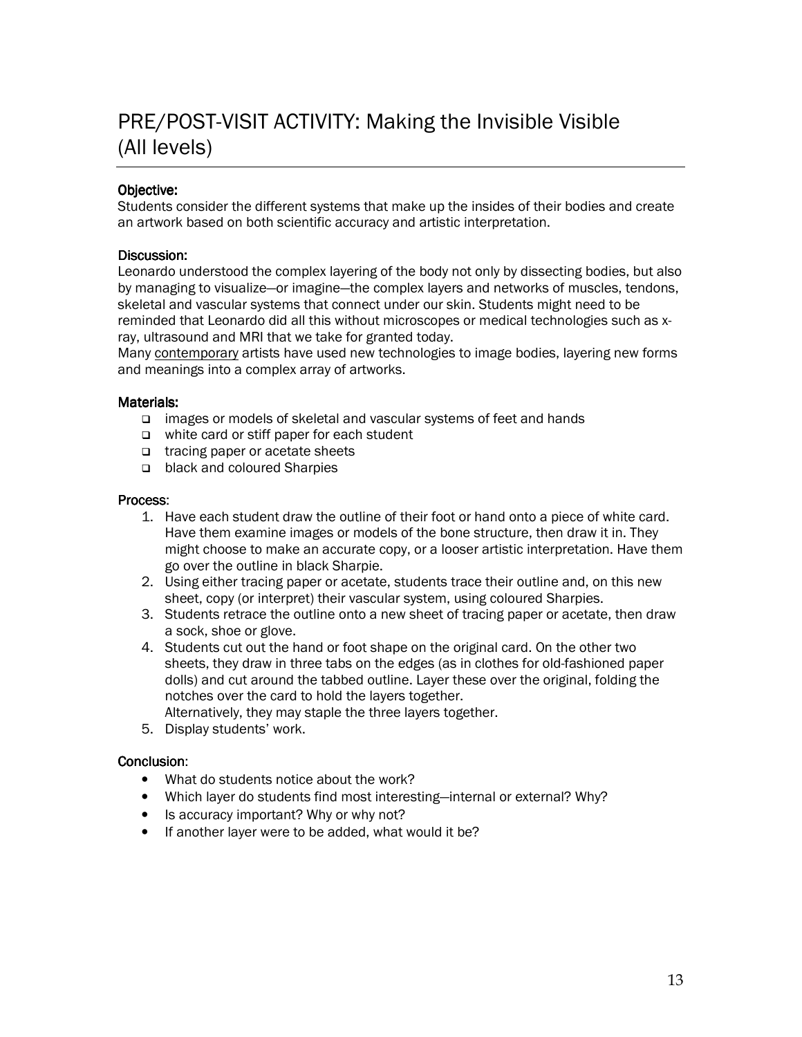# PRE/POST-VISIT ACTIVITY: Making the Invisible Visible (All levels)

**Objective:**
Students consider the different systems that make up the insides of their bodies and create an artwork based on both scientific accuracy and artistic interpretation.

**Discussion:**
Leonardo understood the complex layering of the body not only by dissecting bodies, but also by managing to visualize—or imagine—the complex layers and networks of muscles, tendons, skeletal and vascular systems that connect under our skin. Students might need to be reminded that Leonardo did all this without microscopes or medical technologies such as x-ray, ultrasound and MRI that we take for granted today.
Many contemporary artists have used new technologies to image bodies, layering new forms and meanings into a complex array of artworks.

**Materials:**

- images or models of skeletal and vascular systems of feet and hands
- white card or stiff paper for each student
- tracing paper or acetate sheets
- black and coloured Sharpies

**Process:**

1. Have each student draw the outline of their foot or hand onto a piece of white card. Have them examine images or models of the bone structure, then draw it in. They might choose to make an accurate copy, or a looser artistic interpretation. Have them go over the outline in black Sharpie.
2. Using either tracing paper or acetate, students trace their outline and, on this new sheet, copy (or interpret) their vascular system, using coloured Sharpies.
3. Students retrace the outline onto a new sheet of tracing paper or acetate, then draw a sock, shoe or glove.
4. Students cut out the hand or foot shape on the original card. On the other two sheets, they draw in three tabs on the edges (as in clothes for old-fashioned paper dolls) and cut around the tabbed outline. Layer these over the original, folding the notches over the card to hold the layers together.
   Alternatively, they may staple the three layers together.
5. Display students' work.

**Conclusion:**

- What do students notice about the work?
- Which layer do students find most interesting—internal or external? Why?
- Is accuracy important? Why or why not?
- If another layer were to be added, what would it be?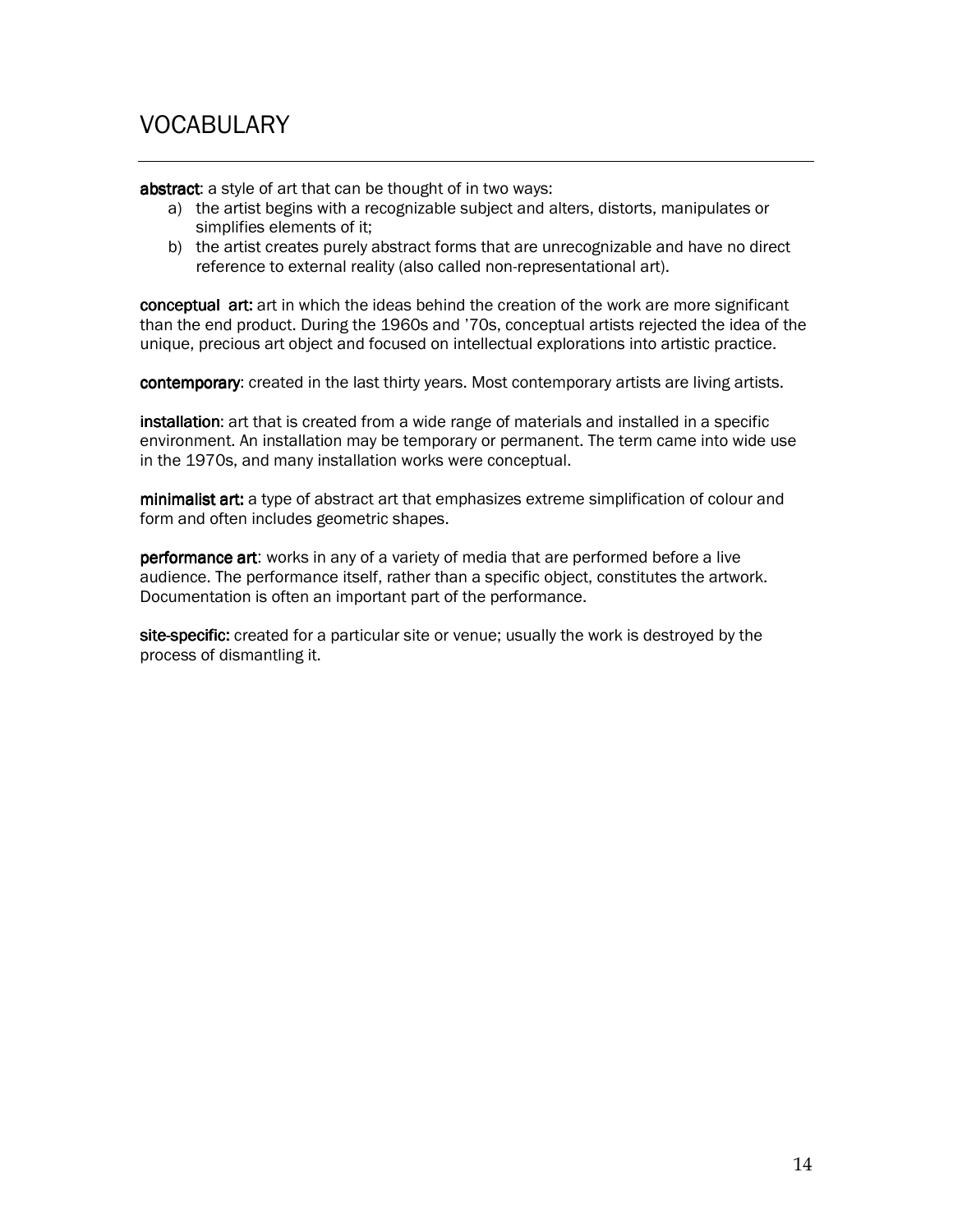# VOCABULARY

**abstract**: a style of art that can be thought of in two ways:

a) the artist begins with a recognizable subject and alters, distorts, manipulates or simplifies elements of it;
b) the artist creates purely abstract forms that are unrecognizable and have no direct reference to external reality (also called non-representational art).

**conceptual art:** art in which the ideas behind the creation of the work are more significant than the end product. During the 1960s and '70s, conceptual artists rejected the idea of the unique, precious art object and focused on intellectual explorations into artistic practice.

**contemporary**: created in the last thirty years. Most contemporary artists are living artists.

**installation**: art that is created from a wide range of materials and installed in a specific environment. An installation may be temporary or permanent. The term came into wide use in the 1970s, and many installation works were conceptual.

**minimalist art:** a type of abstract art that emphasizes extreme simplification of colour and form and often includes geometric shapes.

**performance art**: works in any of a variety of media that are performed before a live audience. The performance itself, rather than a specific object, constitutes the artwork. Documentation is often an important part of the performance.

**site-specific:** created for a particular site or venue; usually the work is destroyed by the process of dismantling it.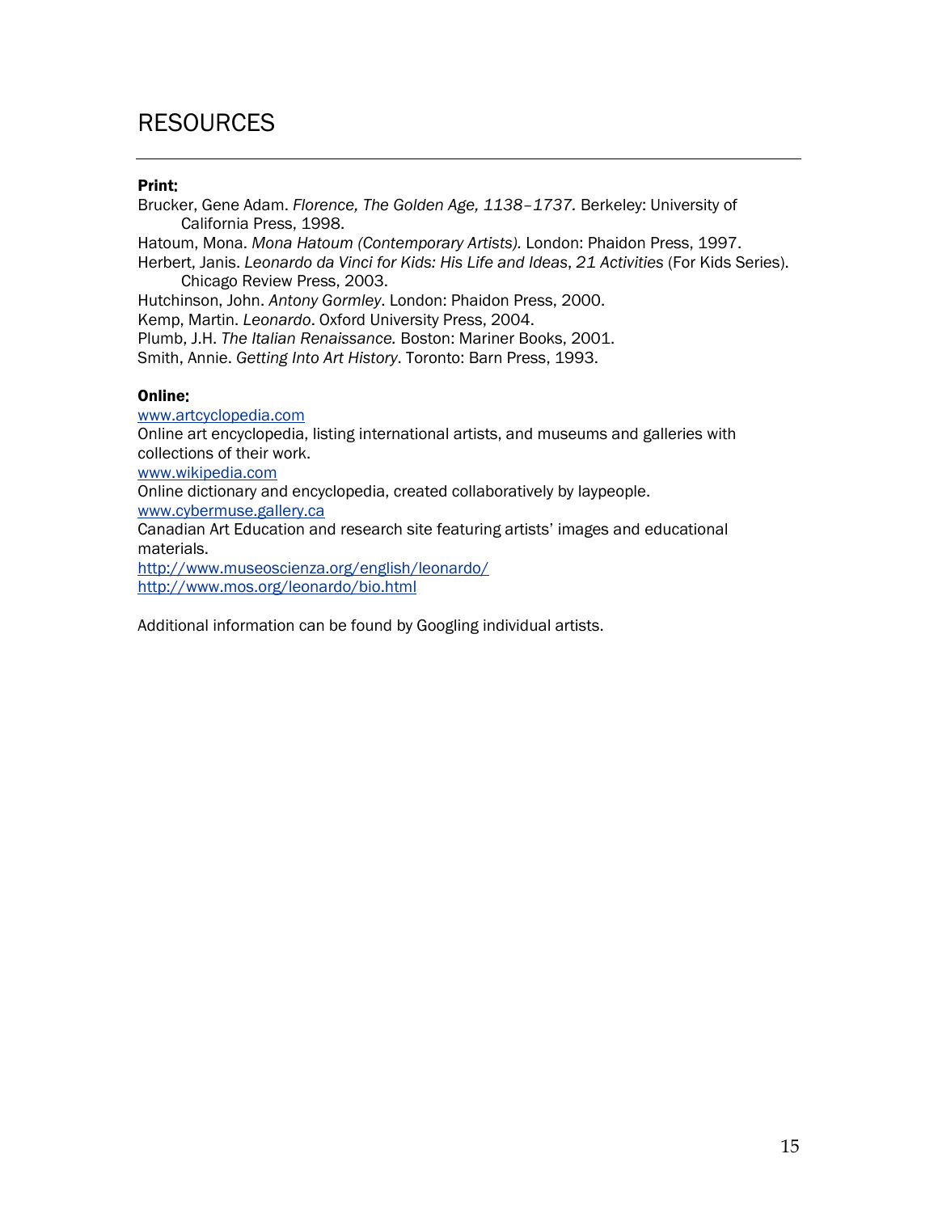# RESOURCES

**Print:**

Brucker, Gene Adam. *Florence, The Golden Age, 1138–1737.* Berkeley: University of California Press, 1998.

Hatoum, Mona. *Mona Hatoum (Contemporary Artists).* London: Phaidon Press, 1997.

Herbert, Janis. *Leonardo da Vinci for Kids: His Life and Ideas*, *21 Activities* (For Kids Series). Chicago Review Press, 2003.

Hutchinson, John. *Antony Gormley*. London: Phaidon Press, 2000.

Kemp, Martin. *Leonardo*. Oxford University Press, 2004.

Plumb, J.H. *The Italian Renaissance.* Boston: Mariner Books, 2001.

Smith, Annie. *Getting Into Art History*. Toronto: Barn Press, 1993.

**Online:**

www.artcyclopedia.com
Online art encyclopedia, listing international artists, and museums and galleries with collections of their work.

www.wikipedia.com
Online dictionary and encyclopedia, created collaboratively by laypeople.

www.cybermuse.gallery.ca
Canadian Art Education and research site featuring artists' images and educational materials.

http://www.museoscienza.org/english/leonardo/
http://www.mos.org/leonardo/bio.html

Additional information can be found by Googling individual artists.